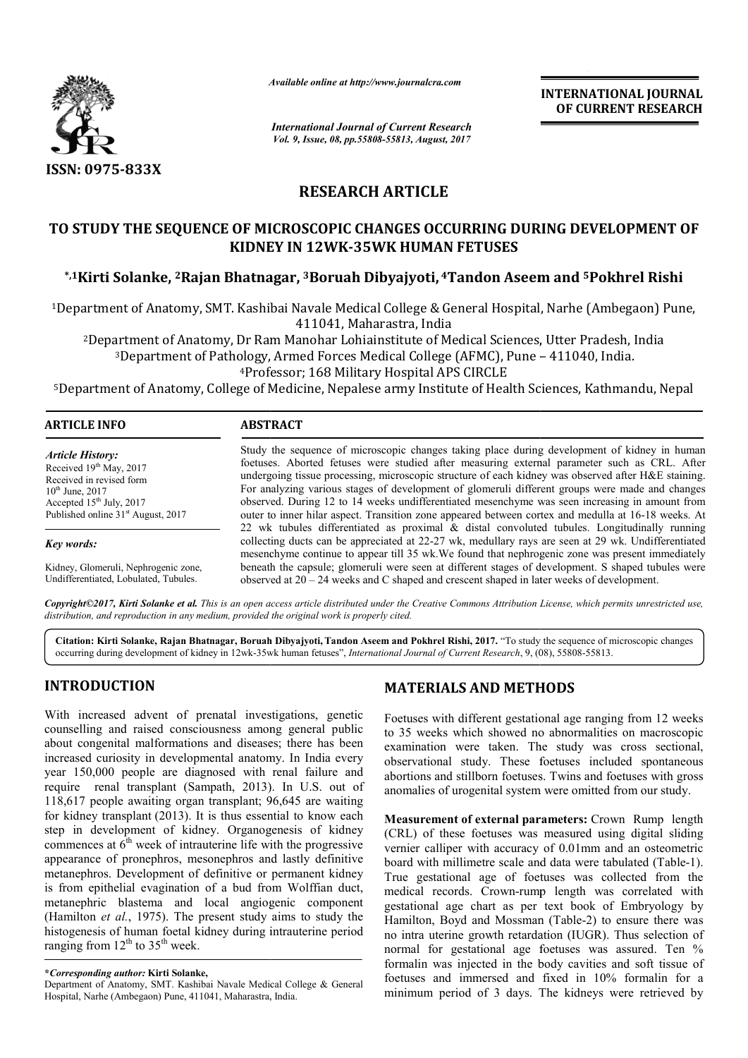ISSN: 0975-833X

*Available online at http://www.journalcra.com*

*International Journal of Current Research*
*Vol. 9, Issue, 08, pp.55808-55813, August, 2017*

**INTERNATIONAL JOURNAL OF CURRENT RESEARCH**

# RESEARCH ARTICLE

# TO STUDY THE SEQUENCE OF MICROSCOPIC CHANGES OCCURRING DURING DEVELOPMENT OF KIDNEY IN 12WK-35WK HUMAN FETUSES

**\*,[1]Kirti Solanke, [2]Rajan Bhatnagar, [3]Boruah Dibyajyoti, [4]Tandon Aseem and [5]Pokhrel Rishi**

[1]Department of Anatomy, SMT. Kashibai Navale Medical College & General Hospital, Narhe (Ambegaon) Pune, 411041, Maharastra, India

[2]Department of Anatomy, Dr Ram Manohar Lohiainstitute of Medical Sciences, Utter Pradesh, India

[3]Department of Pathology, Armed Forces Medical College (AFMC), Pune – 411040, India.

[4]Professor; 168 Military Hospital APS CIRCLE

[5]Department of Anatomy, College of Medicine, Nepalese army Institute of Health Sciences, Kathmandu, Nepal

## ARTICLE INFO

*Article History:*
Received 19th May, 2017
Received in revised form 10th June, 2017
Accepted 15th July, 2017
Published online 31st August, 2017

*Key words:*
Kidney, Glomeruli, Nephrogenic zone, Undifferentiated, Lobulated, Tubules.

## ABSTRACT

Study the sequence of microscopic changes taking place during development of kidney in human foetuses. Aborted fetuses were studied after measuring external parameter such as CRL. After undergoing tissue processing, microscopic structure of each kidney was observed after H&E staining. For analyzing various stages of development of glomeruli different groups were made and changes observed. During 12 to 14 weeks undifferentiated mesenchyme was seen increasing in amount from outer to inner hilar aspect. Transition zone appeared between cortex and medulla at 16-18 weeks. At 22 wk tubules differentiated as proximal & distal convoluted tubules. Longitudinally running collecting ducts can be appreciated at 22-27 wk, medullary rays are seen at 29 wk. Undifferentiated mesenchyme continue to appear till 35 wk.We found that nephrogenic zone was present immediately beneath the capsule; glomeruli were seen at different stages of development. S shaped tubules were observed at 20 – 24 weeks and C shaped and crescent shaped in later weeks of development.

*Copyright©2017, Kirti Solanke et al. This is an open access article distributed under the Creative Commons Attribution License, which permits unrestricted use, distribution, and reproduction in any medium, provided the original work is properly cited.*

**Citation: Kirti Solanke, Rajan Bhatnagar, Boruah Dibyajyoti, Tandon Aseem and Pokhrel Rishi, 2017.** "To study the sequence of microscopic changes occurring during development of kidney in 12wk-35wk human fetuses", *International Journal of Current Research*, 9, (08), 55808-55813.

## INTRODUCTION

With increased advent of prenatal investigations, genetic counselling and raised consciousness among general public about congenital malformations and diseases; there has been increased curiosity in developmental anatomy. In India every year 150,000 people are diagnosed with renal failure and require renal transplant (Sampath, 2013). In U.S. out of 118,617 people awaiting organ transplant; 96,645 are waiting for kidney transplant (2013). It is thus essential to know each step in development of kidney. Organogenesis of kidney commences at 6th week of intrauterine life with the progressive appearance of pronephros, mesonephros and lastly definitive metanephros. Development of definitive or permanent kidney is from epithelial evagination of a bud from Wolffian duct, metanephric blastema and local angiogenic component (Hamilton *et al.*, 1975). The present study aims to study the histogenesis of human foetal kidney during intrauterine period ranging from 12th to 35th week.

## MATERIALS AND METHODS

Foetuses with different gestational age ranging from 12 weeks to 35 weeks which showed no abnormalities on macroscopic examination were taken. The study was cross sectional, observational study. These foetuses included spontaneous abortions and stillborn foetuses. Twins and foetuses with gross anomalies of urogenital system were omitted from our study.

**Measurement of external parameters:** Crown Rump length (CRL) of these foetuses was measured using digital sliding vernier calliper with accuracy of 0.01mm and an osteometric board with millimetre scale and data were tabulated (Table-1). True gestational age of foetuses was collected from the medical records. Crown-rump length was correlated with gestational age chart as per text book of Embryology by Hamilton, Boyd and Mossman (Table-2) to ensure there was no intra uterine growth retardation (IUGR). Thus selection of normal for gestational age foetuses was assured. Ten % formalin was injected in the body cavities and soft tissue of foetuses and immersed and fixed in 10% formalin for a minimum period of 3 days. The kidneys were retrieved by

**\*Corresponding author: Kirti Solanke,**
Department of Anatomy, SMT. Kashibai Navale Medical College & General Hospital, Narhe (Ambegaon) Pune, 411041, Maharastra, India.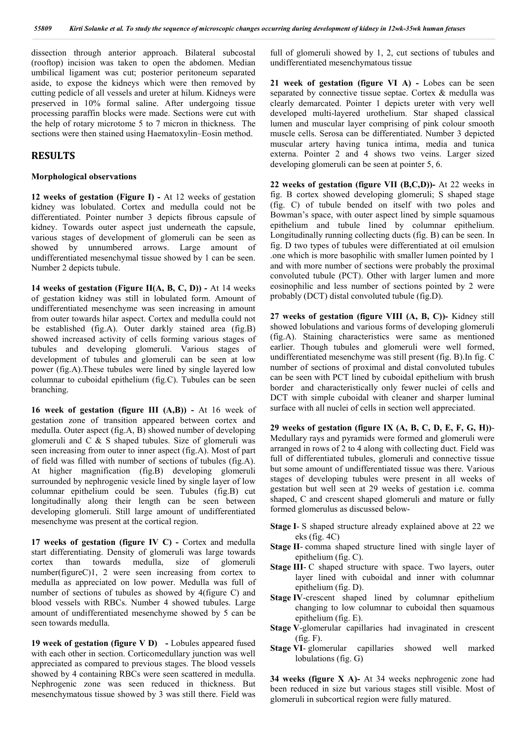dissection through anterior approach. Bilateral subcostal (rooftop) incision was taken to open the abdomen. Median umbilical ligament was cut; posterior peritoneum separated aside, to expose the kidneys which were then removed by cutting pedicle of all vessels and ureter at hilum. Kidneys were preserved in 10% formal saline. After undergoing tissue processing paraffin blocks were made. Sections were cut with the help of rotary microtome 5 to 7 micron in thickness. The sections were then stained using Haematoxylin–Eosin method.

## RESULTS

### Morphological observations

**12 weeks of gestation (Figure I) -** At 12 weeks of gestation kidney was lobulated. Cortex and medulla could not be differentiated. Pointer number 3 depicts fibrous capsule of kidney. Towards outer aspect just underneath the capsule, various stages of development of glomeruli can be seen as showed by unnumbered arrows. Large amount of undifferentiated mesenchymal tissue showed by 1 can be seen. Number 2 depicts tubule.

**14 weeks of gestation (Figure II(A, B, C, D)) -** At 14 weeks of gestation kidney was still in lobulated form. Amount of undifferentiated mesenchyme was seen increasing in amount from outer towards hilar aspect. Cortex and medulla could not be established (fig.A). Outer darkly stained area (fig.B) showed increased activity of cells forming various stages of tubules and developing glomeruli. Various stages of development of tubules and glomeruli can be seen at low power (fig.A).These tubules were lined by single layered low columnar to cuboidal epithelium (fig.C). Tubules can be seen branching.

**16 week of gestation (figure III (A,B)) -** At 16 week of gestation zone of transition appeared between cortex and medulla. Outer aspect (fig.A, B) showed number of developing glomeruli and C & S shaped tubules. Size of glomeruli was seen increasing from outer to inner aspect (fig.A). Most of part of field was filled with number of sections of tubules (fig.A). At higher magnification (fig.B) developing glomeruli surrounded by nephrogenic vesicle lined by single layer of low columnar epithelium could be seen. Tubules (fig.B) cut longitudinally along their length can be seen between developing glomeruli. Still large amount of undifferentiated mesenchyme was present at the cortical region.

**17 weeks of gestation (figure IV C) -** Cortex and medulla start differentiating. Density of glomeruli was large towards cortex than towards medulla, size of glomeruli number(figureC)1, 2 were seen increasing from cortex to medulla as appreciated on low power. Medulla was full of number of sections of tubules as showed by 4(figure C) and blood vessels with RBCs. Number 4 showed tubules. Large amount of undifferentiated mesenchyme showed by 5 can be seen towards medulla.

**19 week of gestation (figure V D) -** Lobules appeared fused with each other in section. Corticomedullary junction was well appreciated as compared to previous stages. The blood vessels showed by 4 containing RBCs were seen scattered in medulla. Nephrogenic zone was seen reduced in thickness. But mesenchymatous tissue showed by 3 was still there. Field was full of glomeruli showed by 1, 2, cut sections of tubules and undifferentiated mesenchymatous tissue

**21 week of gestation (figure VI A) -** Lobes can be seen separated by connective tissue septae. Cortex & medulla was clearly demarcated. Pointer 1 depicts ureter with very well developed multi-layered urothelium. Star shaped classical lumen and muscular layer comprising of pink colour smooth muscle cells. Serosa can be differentiated. Number 3 depicted muscular artery having tunica intima, media and tunica externa. Pointer 2 and 4 shows two veins. Larger sized developing glomeruli can be seen at pointer 5, 6.

**22 weeks of gestation (figure VII (B,C,D))-** At 22 weeks in fig. B cortex showed developing glomeruli; S shaped stage (fig. C) of tubule bended on itself with two poles and Bowman's space, with outer aspect lined by simple squamous epithelium and tubule lined by columnar epithelium. Longitudinally running collecting ducts (fig. B) can be seen. In fig. D two types of tubules were differentiated at oil emulsion .one which is more basophilic with smaller lumen pointed by 1 and with more number of sections were probably the proximal convoluted tubule (PCT). Other with larger lumen and more eosinophilic and less number of sections pointed by 2 were probably (DCT) distal convoluted tubule (fig.D).

**27 weeks of gestation (figure VIII (A, B, C))-** Kidney still showed lobulations and various forms of developing glomeruli (fig.A). Staining characteristics were same as mentioned earlier. Though tubules and glomeruli were well formed, undifferentiated mesenchyme was still present (fig. B).In fig. C number of sections of proximal and distal convoluted tubules can be seen with PCT lined by cuboidal epithelium with brush border and characteristically only fewer nuclei of cells and DCT with simple cuboidal with cleaner and sharper luminal surface with all nuclei of cells in section well appreciated.

**29 weeks of gestation (figure IX (A, B, C, D, E, F, G, H))**- Medullary rays and pyramids were formed and glomeruli were arranged in rows of 2 to 4 along with collecting duct. Field was full of differentiated tubules, glomeruli and connective tissue but some amount of undifferentiated tissue was there. Various stages of developing tubules were present in all weeks of gestation but well seen at 29 weeks of gestation i.e. comma shaped, C and crescent shaped glomeruli and mature or fully formed glomerulus as discussed below-

- **Stage I**- S shaped structure already explained above at 22 we eks (fig. 4C)
- **Stage II**- comma shaped structure lined with single layer of epithelium (fig. C).
- **Stage III**- C shaped structure with space. Two layers, outer layer lined with cuboidal and inner with columnar epithelium (fig. D).
- **Stage IV**-crescent shaped lined by columnar epithelium changing to low columnar to cuboidal then squamous epithelium (fig. E).
- **Stage V**-glomerular capillaries had invaginated in crescent (fig. F).
- **Stage VI**- glomerular capillaries showed well marked lobulations (fig. G)

**34 weeks (figure X A)-** At 34 weeks nephrogenic zone had been reduced in size but various stages still visible. Most of glomeruli in subcortical region were fully matured.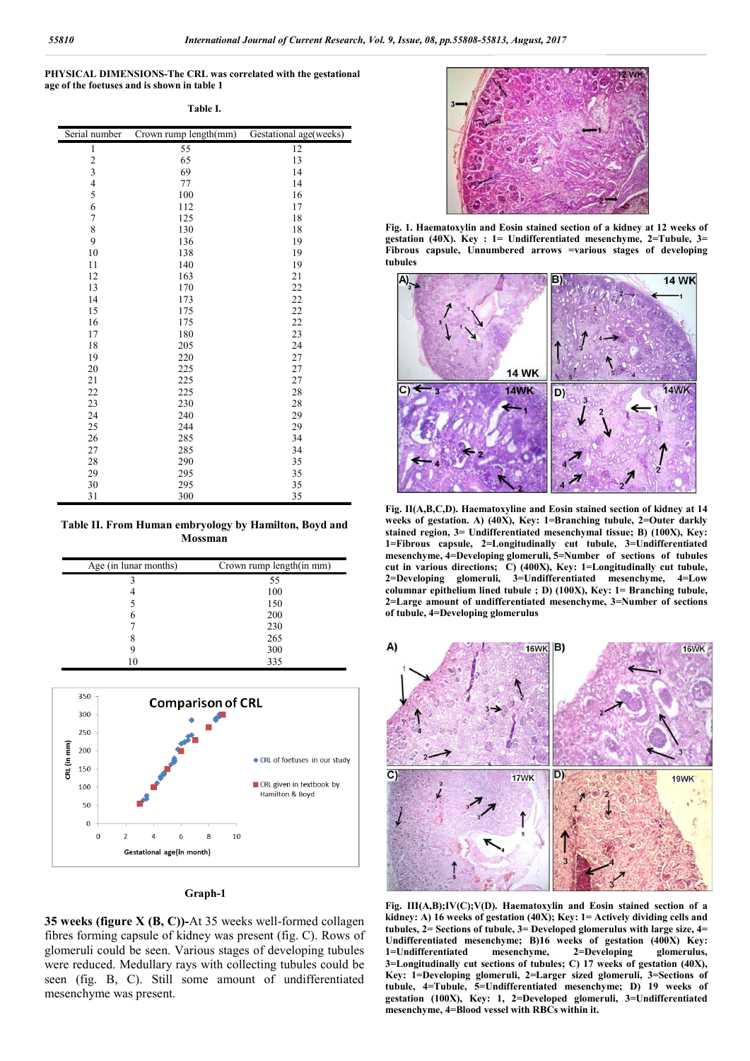PHYSICAL DIMENSIONS-The CRL was correlated with the gestational age of the foetuses and is shown in table 1

**Table I.**

| Serial number | Crown rump length(mm) | Gestational age(weeks) |
|---|---|---|
| 1 | 55 | 12 |
| 2 | 65 | 13 |
| 3 | 69 | 14 |
| 4 | 77 | 14 |
| 5 | 100 | 16 |
| 6 | 112 | 17 |
| 7 | 125 | 18 |
| 8 | 130 | 18 |
| 9 | 136 | 19 |
| 10 | 138 | 19 |
| 11 | 140 | 19 |
| 12 | 163 | 21 |
| 13 | 170 | 22 |
| 14 | 173 | 22 |
| 15 | 175 | 22 |
| 16 | 175 | 22 |
| 17 | 180 | 23 |
| 18 | 205 | 24 |
| 19 | 220 | 27 |
| 20 | 225 | 27 |
| 21 | 225 | 27 |
| 22 | 225 | 28 |
| 23 | 230 | 28 |
| 24 | 240 | 29 |
| 25 | 244 | 29 |
| 26 | 285 | 34 |
| 27 | 285 | 34 |
| 28 | 290 | 35 |
| 29 | 295 | 35 |
| 30 | 295 | 35 |
| 31 | 300 | 35 |

**Table II. From Human embryology by Hamilton, Boyd and Mossman**

| Age (in lunar months) | Crown rump length(in mm) |
|---|---|
| 3 | 55 |
| 4 | 100 |
| 5 | 150 |
| 6 | 200 |
| 7 | 230 |
| 8 | 265 |
| 9 | 300 |
| 10 | 335 |

**Graph-1**

**35 weeks (figure X (B, C))-**At 35 weeks well-formed collagen fibres forming capsule of kidney was present (fig. C). Rows of glomeruli could be seen. Various stages of developing tubules were reduced. Medullary rays with collecting tubules could be seen (fig. B, C). Still some amount of undifferentiated mesenchyme was present.

**Fig. 1. Haematoxylin and Eosin stained section of a kidney at 12 weeks of gestation (40X). Key : 1= Undifferentiated mesenchyme, 2=Tubule, 3= Fibrous capsule, Unnumbered arrows =various stages of developing tubules**

**Fig. II(A,B,C,D). Haematoxyline and Eosin stained section of kidney at 14 weeks of gestation. A) (40X), Key: 1=Branching tubule, 2=Outer darkly stained region, 3= Undifferentiated mesenchymal tissue; B) (100X), Key: 1=Fibrous capsule, 2=Longitudinally cut tubule, 3=Undifferentiated mesenchyme, 4=Developing glomeruli, 5=Number of sections of tubules cut in various directions; C) (400X), Key: 1=Longitudinally cut tubule, 2=Developing glomeruli, 3=Undifferentiated mesenchyme, 4=Low columnar epithelium lined tubule ; D) (100X), Key: 1= Branching tubule, 2=Large amount of undifferentiated mesenchyme, 3=Number of sections of tubule, 4=Developing glomerulus**

**Fig. III(A,B);IV(C);V(D). Haematoxylin and Eosin stained section of a kidney: A) 16 weeks of gestation (40X); Key: 1= Actively dividing cells and tubules, 2= Sections of tubule, 3= Developed glomerulus with large size, 4= Undifferentiated mesenchyme; B)16 weeks of gestation (400X) Key: 1=Undifferentiated mesenchyme, 2=Developing glomerulus, 3=Longitudinally cut sections of tubules; C) 17 weeks of gestation (40X), Key: 1=Developing glomeruli, 2=Larger sized glomeruli, 3=Sections of tubule, 4=Tubule, 5=Undifferentiated mesenchyme; D) 19 weeks of gestation (100X), Key: 1, 2=Developed glomeruli, 3=Undifferentiated mesenchyme, 4=Blood vessel with RBCs within it.**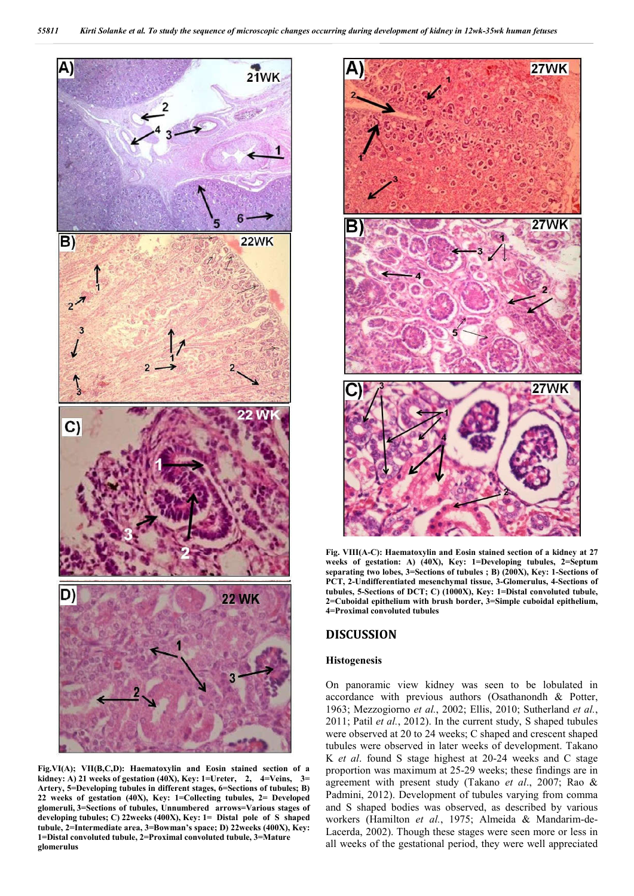Fig.VI(A); VII(B,C,D): Haematoxylin and Eosin stained section of a kidney: A) 21 weeks of gestation (40X), Key: 1=Ureter, 2, 4=Veins, 3= Artery, 5=Developing tubules in different stages, 6=Sections of tubules; B) 22 weeks of gestation (40X), Key: 1=Collecting tubules, 2= Developed glomeruli, 3=Sections of tubules, Unnumbered arrows=Various stages of developing tubules; C) 22weeks (400X), Key: 1= Distal pole of S shaped tubule, 2=Intermediate area, 3=Bowman's space; D) 22weeks (400X), Key: 1=Distal convoluted tubule, 2=Proximal convoluted tubule, 3=Mature glomerulus

Fig. VIII(A-C): Haematoxylin and Eosin stained section of a kidney at 27 weeks of gestation: A) (40X), Key: 1=Developing tubules, 2=Septum separating two lobes, 3=Sections of tubules ; B) (200X), Key: 1-Sections of PCT, 2-Undifferentiated mesenchymal tissue, 3-Glomerulus, 4-Sections of tubules, 5-Sections of DCT; C) (1000X), Key: 1=Distal convoluted tubule, 2=Cuboidal epithelium with brush border, 3=Simple cuboidal epithelium, 4=Proximal convoluted tubules

## DISCUSSION

### Histogenesis

On panoramic view kidney was seen to be lobulated in accordance with previous authors (Osathanondh & Potter, 1963; Mezzogiorno *et al.*, 2002; Ellis, 2010; Sutherland *et al.*, 2011; Patil *et al.*, 2012). In the current study, S shaped tubules were observed at 20 to 24 weeks; C shaped and crescent shaped tubules were observed in later weeks of development. Takano K *et al*. found S stage highest at 20-24 weeks and C stage proportion was maximum at 25-29 weeks; these findings are in agreement with present study (Takano *et al*., 2007; Rao & Padmini, 2012). Development of tubules varying from comma and S shaped bodies was observed, as described by various workers (Hamilton *et al.*, 1975; Almeida & Mandarim-de-Lacerda, 2002). Though these stages were seen more or less in all weeks of the gestational period, they were well appreciated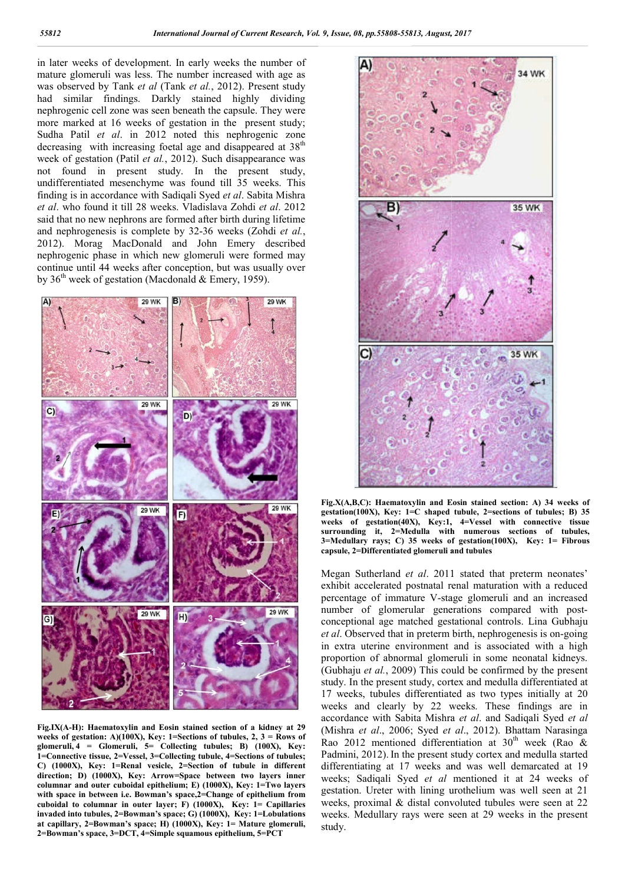in later weeks of development. In early weeks the number of mature glomeruli was less. The number increased with age as was observed by Tank *et al* (Tank *et al.*, 2012). Present study had similar findings. Darkly stained highly dividing nephrogenic cell zone was seen beneath the capsule. They were more marked at 16 weeks of gestation in the present study; Sudha Patil *et al*. in 2012 noted this nephrogenic zone decreasing with increasing foetal age and disappeared at 38th week of gestation (Patil *et al.*, 2012). Such disappearance was not found in present study. In the present study, undifferentiated mesenchyme was found till 35 weeks. This finding is in accordance with Sadiqali Syed *et al*. Sabita Mishra *et al*. who found it till 28 weeks. Vladislava Zohdi *et al*. 2012 said that no new nephrons are formed after birth during lifetime and nephrogenesis is complete by 32-36 weeks (Zohdi *et al.*, 2012). Morag MacDonald and John Emery described nephrogenic phase in which new glomeruli were formed may continue until 44 weeks after conception, but was usually over by 36th week of gestation (Macdonald & Emery, 1959).

**Fig.IX(A-H): Haematoxylin and Eosin stained section of a kidney at 29 weeks of gestation: A)(100X), Key: 1=Sections of tubules, 2, 3 = Rows of glomeruli, 4 = Glomeruli, 5= Collecting tubules; B) (100X), Key: 1=Connective tissue, 2=Vessel, 3=Collecting tubule, 4=Sections of tubules; C) (1000X), Key: 1=Renal vesicle, 2=Section of tubule in different direction; D) (1000X), Key: Arrow=Space between two layers inner columnar and outer cuboidal epithelium; E) (1000X), Key: 1=Two layers with space in between i.e. Bowman's space,2=Change of epithelium from cuboidal to columnar in outer layer; F) (1000X), Key: 1= Capillaries invaded into tubules, 2=Bowman's space; G) (1000X), Key: 1=Lobulations at capillary, 2=Bowman's space; H) (1000X), Key: 1= Mature glomeruli, 2=Bowman's space, 3=DCT, 4=Simple squamous epithelium, 5=PCT**

**Fig.X(A,B,C): Haematoxylin and Eosin stained section: A) 34 weeks of gestation(100X), Key: 1=C shaped tubule, 2=sections of tubules; B) 35 weeks of gestation(40X), Key:1, 4=Vessel with connective tissue surrounding it, 2=Medulla with numerous sections of tubules, 3=Medullary rays; C) 35 weeks of gestation(100X), Key: 1= Fibrous capsule, 2=Differentiated glomeruli and tubules**

Megan Sutherland *et al*. 2011 stated that preterm neonates' exhibit accelerated postnatal renal maturation with a reduced percentage of immature V-stage glomeruli and an increased number of glomerular generations compared with post-conceptional age matched gestational controls. Lina Gubhaju *et al*. Observed that in preterm birth, nephrogenesis is on-going in extra uterine environment and is associated with a high proportion of abnormal glomeruli in some neonatal kidneys. (Gubhaju *et al.*, 2009) This could be confirmed by the present study. In the present study, cortex and medulla differentiated at 17 weeks, tubules differentiated as two types initially at 20 weeks and clearly by 22 weeks. These findings are in accordance with Sabita Mishra *et al*. and Sadiqali Syed *et al* (Mishra *et al*., 2006; Syed *et al*., 2012). Bhattam Narasinga Rao 2012 mentioned differentiation at 30th week (Rao & Padmini, 2012). In the present study cortex and medulla started differentiating at 17 weeks and was well demarcated at 19 weeks; Sadiqali Syed *et al* mentioned it at 24 weeks of gestation. Ureter with lining urothelium was well seen at 21 weeks, proximal & distal convoluted tubules were seen at 22 weeks. Medullary rays were seen at 29 weeks in the present study.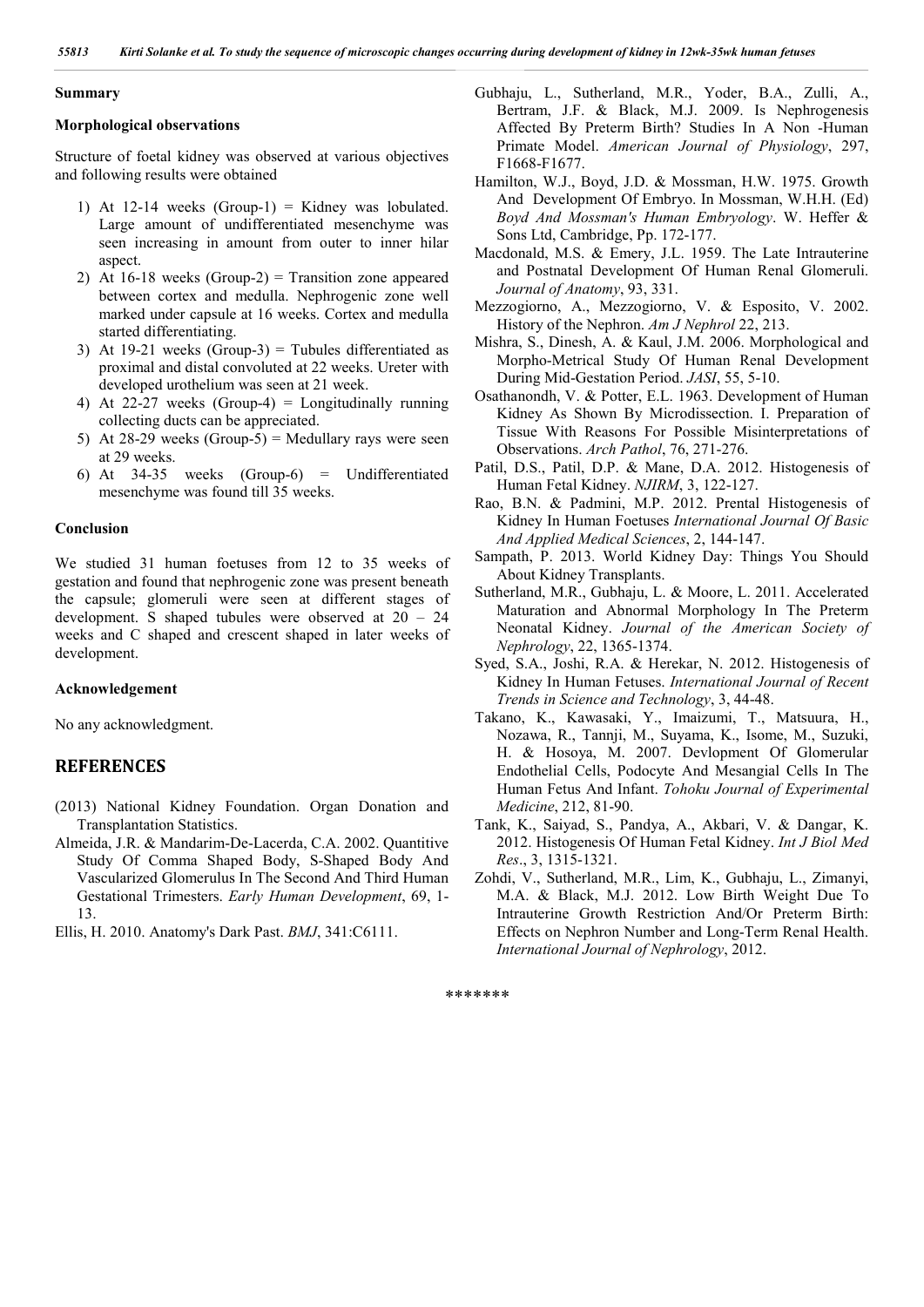### Summary

### Morphological observations

Structure of foetal kidney was observed at various objectives and following results were obtained

1) At 12-14 weeks (Group-1) = Kidney was lobulated. Large amount of undifferentiated mesenchyme was seen increasing in amount from outer to inner hilar aspect.
2) At 16-18 weeks (Group-2) = Transition zone appeared between cortex and medulla. Nephrogenic zone well marked under capsule at 16 weeks. Cortex and medulla started differentiating.
3) At 19-21 weeks (Group-3) = Tubules differentiated as proximal and distal convoluted at 22 weeks. Ureter with developed urothelium was seen at 21 week.
4) At 22-27 weeks (Group-4) = Longitudinally running collecting ducts can be appreciated.
5) At 28-29 weeks (Group-5) = Medullary rays were seen at 29 weeks.
6) At 34-35 weeks (Group-6) = Undifferentiated mesenchyme was found till 35 weeks.

### Conclusion

We studied 31 human foetuses from 12 to 35 weeks of gestation and found that nephrogenic zone was present beneath the capsule; glomeruli were seen at different stages of development. S shaped tubules were observed at 20 – 24 weeks and C shaped and crescent shaped in later weeks of development.

### Acknowledgement

No any acknowledgment.

## REFERENCES

(2013) National Kidney Foundation. Organ Donation and Transplantation Statistics.

Almeida, J.R. & Mandarim-De-Lacerda, C.A. 2002. Quantitive Study Of Comma Shaped Body, S-Shaped Body And Vascularized Glomerulus In The Second And Third Human Gestational Trimesters. *Early Human Development*, 69, 1-13.

Ellis, H. 2010. Anatomy's Dark Past. *BMJ*, 341:C6111.

Gubhaju, L., Sutherland, M.R., Yoder, B.A., Zulli, A., Bertram, J.F. & Black, M.J. 2009. Is Nephrogenesis Affected By Preterm Birth? Studies In A Non -Human Primate Model. *American Journal of Physiology*, 297, F1668-F1677.

Hamilton, W.J., Boyd, J.D. & Mossman, H.W. 1975. Growth And Development Of Embryo. In Mossman, W.H.H. (Ed) *Boyd And Mossman's Human Embryology*. W. Heffer & Sons Ltd, Cambridge, Pp. 172-177.

Macdonald, M.S. & Emery, J.L. 1959. The Late Intrauterine and Postnatal Development Of Human Renal Glomeruli. *Journal of Anatomy*, 93, 331.

Mezzogiorno, A., Mezzogiorno, V. & Esposito, V. 2002. History of the Nephron. *Am J Nephrol* 22, 213.

Mishra, S., Dinesh, A. & Kaul, J.M. 2006. Morphological and Morpho-Metrical Study Of Human Renal Development During Mid-Gestation Period. *JASI*, 55, 5-10.

Osathanondh, V. & Potter, E.L. 1963. Development of Human Kidney As Shown By Microdissection. I. Preparation of Tissue With Reasons For Possible Misinterpretations of Observations. *Arch Pathol*, 76, 271-276.

Patil, D.S., Patil, D.P. & Mane, D.A. 2012. Histogenesis of Human Fetal Kidney. *NJIRM*, 3, 122-127.

Rao, B.N. & Padmini, M.P. 2012. Prental Histogenesis of Kidney In Human Foetuses *International Journal Of Basic And Applied Medical Sciences*, 2, 144-147.

Sampath, P. 2013. World Kidney Day: Things You Should About Kidney Transplants.

Sutherland, M.R., Gubhaju, L. & Moore, L. 2011. Accelerated Maturation and Abnormal Morphology In The Preterm Neonatal Kidney. *Journal of the American Society of Nephrology*, 22, 1365-1374.

Syed, S.A., Joshi, R.A. & Herekar, N. 2012. Histogenesis of Kidney In Human Fetuses. *International Journal of Recent Trends in Science and Technology*, 3, 44-48.

Takano, K., Kawasaki, Y., Imaizumi, T., Matsuura, H., Nozawa, R., Tannji, M., Suyama, K., Isome, M., Suzuki, H. & Hosoya, M. 2007. Devlopment Of Glomerular Endothelial Cells, Podocyte And Mesangial Cells In The Human Fetus And Infant. *Tohoku Journal of Experimental Medicine*, 212, 81-90.

Tank, K., Saiyad, S., Pandya, A., Akbari, V. & Dangar, K. 2012. Histogenesis Of Human Fetal Kidney. *Int J Biol Med Res*., 3, 1315-1321.

Zohdi, V., Sutherland, M.R., Lim, K., Gubhaju, L., Zimanyi, M.A. & Black, M.J. 2012. Low Birth Weight Due To Intrauterine Growth Restriction And/Or Preterm Birth: Effects on Nephron Number and Long-Term Renal Health. *International Journal of Nephrology*, 2012.

\*\*\*\*\*\*\*